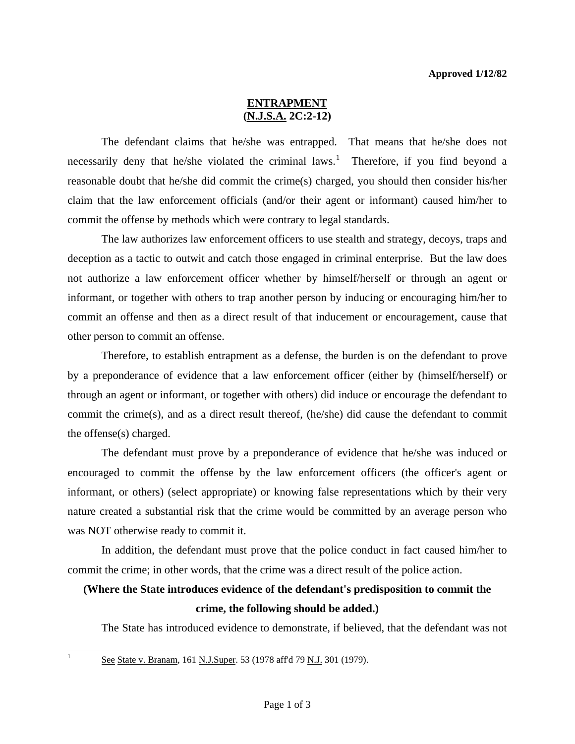**Approved 1/12/82**

# ENTRAPMENT
## (N.J.S.A. 2C:2-12)

The defendant claims that he/she was entrapped. That means that he/she does not necessarily deny that he/she violated the criminal laws.[1] Therefore, if you find beyond a reasonable doubt that he/she did commit the crime(s) charged, you should then consider his/her claim that the law enforcement officials (and/or their agent or informant) caused him/her to commit the offense by methods which were contrary to legal standards.

The law authorizes law enforcement officers to use stealth and strategy, decoys, traps and deception as a tactic to outwit and catch those engaged in criminal enterprise. But the law does not authorize a law enforcement officer whether by himself/herself or through an agent or informant, or together with others to trap another person by inducing or encouraging him/her to commit an offense and then as a direct result of that inducement or encouragement, cause that other person to commit an offense.

Therefore, to establish entrapment as a defense, the burden is on the defendant to prove by a preponderance of evidence that a law enforcement officer (either by (himself/herself) or through an agent or informant, or together with others) did induce or encourage the defendant to commit the crime(s), and as a direct result thereof, (he/she) did cause the defendant to commit the offense(s) charged.

The defendant must prove by a preponderance of evidence that he/she was induced or encouraged to commit the offense by the law enforcement officers (the officer's agent or informant, or others) (select appropriate) or knowing false representations which by their very nature created a substantial risk that the crime would be committed by an average person who was NOT otherwise ready to commit it.

In addition, the defendant must prove that the police conduct in fact caused him/her to commit the crime; in other words, that the crime was a direct result of the police action.

**(Where the State introduces evidence of the defendant's predisposition to commit the crime, the following should be added.)**

The State has introduced evidence to demonstrate, if believed, that the defendant was not

---

[1] See State v. Branam, 161 N.J.Super. 53 (1978 aff'd 79 N.J. 301 (1979).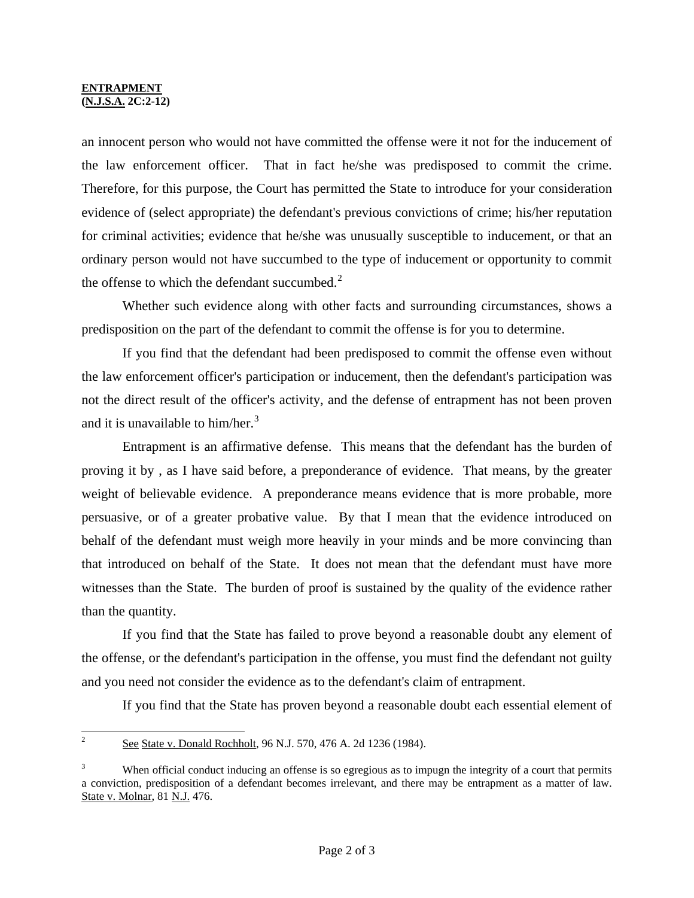an innocent person who would not have committed the offense were it not for the inducement of the law enforcement officer. That in fact he/she was predisposed to commit the crime. Therefore, for this purpose, the Court has permitted the State to introduce for your consideration evidence of (select appropriate) the defendant's previous convictions of crime; his/her reputation for criminal activities; evidence that he/she was unusually susceptible to inducement, or that an ordinary person would not have succumbed to the type of inducement or opportunity to commit the offense to which the defendant succumbed.[2]

Whether such evidence along with other facts and surrounding circumstances, shows a predisposition on the part of the defendant to commit the offense is for you to determine.

If you find that the defendant had been predisposed to commit the offense even without the law enforcement officer's participation or inducement, then the defendant's participation was not the direct result of the officer's activity, and the defense of entrapment has not been proven and it is unavailable to him/her.[3]

Entrapment is an affirmative defense. This means that the defendant has the burden of proving it by , as I have said before, a preponderance of evidence. That means, by the greater weight of believable evidence. A preponderance means evidence that is more probable, more persuasive, or of a greater probative value. By that I mean that the evidence introduced on behalf of the defendant must weigh more heavily in your minds and be more convincing than that introduced on behalf of the State. It does not mean that the defendant must have more witnesses than the State. The burden of proof is sustained by the quality of the evidence rather than the quantity.

If you find that the State has failed to prove beyond a reasonable doubt any element of the offense, or the defendant's participation in the offense, you must find the defendant not guilty and you need not consider the evidence as to the defendant's claim of entrapment.

If you find that the State has proven beyond a reasonable doubt each essential element of

---

[2] See State v. Donald Rochholt, 96 N.J. 570, 476 A. 2d 1236 (1984).

[3] When official conduct inducing an offense is so egregious as to impugn the integrity of a court that permits a conviction, predisposition of a defendant becomes irrelevant, and there may be entrapment as a matter of law. State v. Molnar, 81 N.J. 476.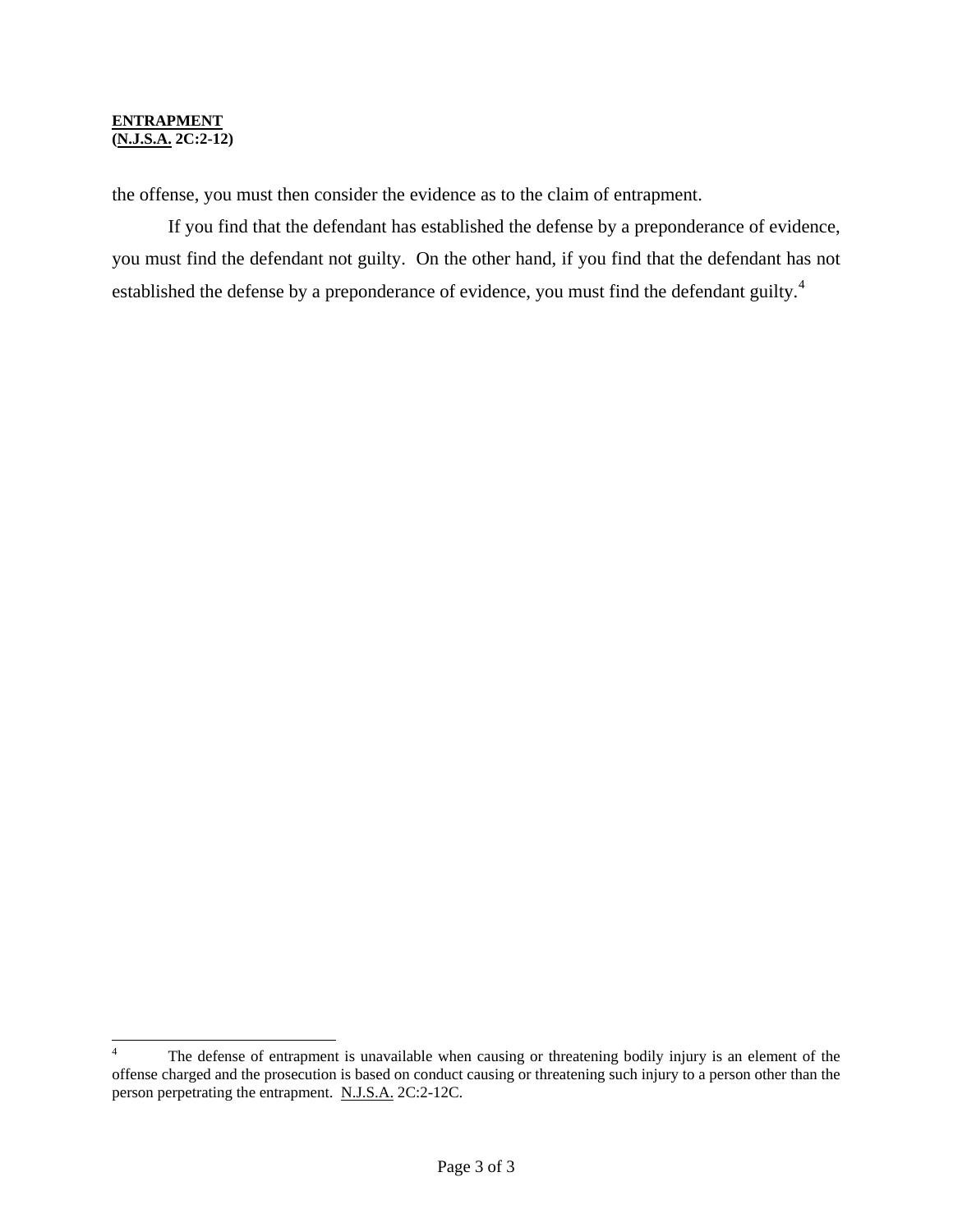the offense, you must then consider the evidence as to the claim of entrapment.

If you find that the defendant has established the defense by a preponderance of evidence, you must find the defendant not guilty. On the other hand, if you find that the defendant has not established the defense by a preponderance of evidence, you must find the defendant guilty.[4]

---

[4] The defense of entrapment is unavailable when causing or threatening bodily injury is an element of the offense charged and the prosecution is based on conduct causing or threatening such injury to a person other than the person perpetrating the entrapment. N.J.S.A. 2C:2-12C.